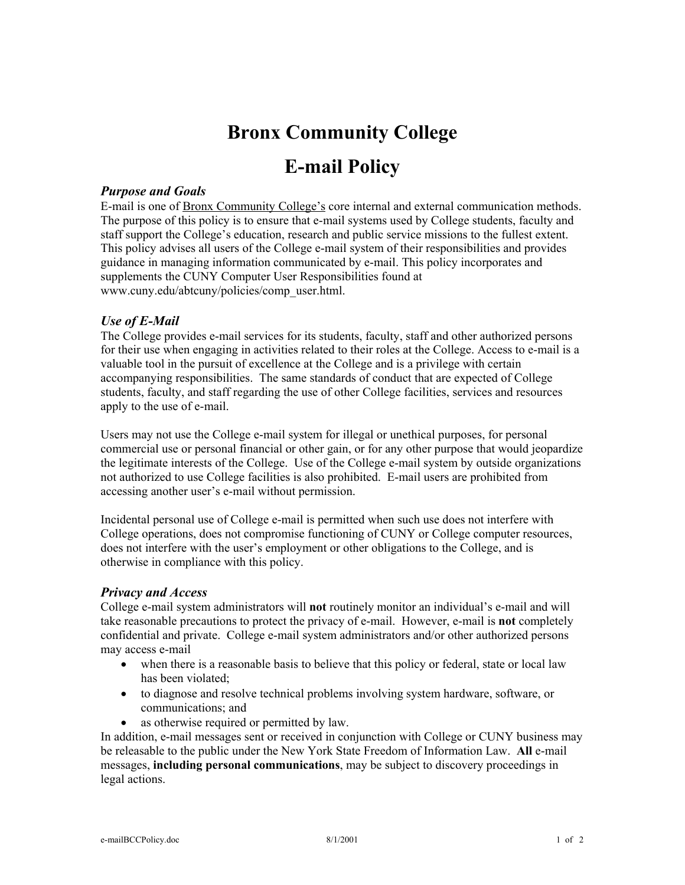# Bronx Community College

# E-mail Policy

### *Purpose and Goals*

E-mail is one of Bronx Community College's core internal and external communication methods. The purpose of this policy is to ensure that e-mail systems used by College students, faculty and staff support the College's education, research and public service missions to the fullest extent. This policy advises all users of the College e-mail system of their responsibilities and provides guidance in managing information communicated by e-mail. This policy incorporates and supplements the CUNY Computer User Responsibilities found at www.cuny.edu/abtcuny/policies/comp_user.html.

### *Use of E-Mail*

The College provides e-mail services for its students, faculty, staff and other authorized persons for their use when engaging in activities related to their roles at the College. Access to e-mail is a valuable tool in the pursuit of excellence at the College and is a privilege with certain accompanying responsibilities. The same standards of conduct that are expected of College students, faculty, and staff regarding the use of other College facilities, services and resources apply to the use of e-mail.

Users may not use the College e-mail system for illegal or unethical purposes, for personal commercial use or personal financial or other gain, or for any other purpose that would jeopardize the legitimate interests of the College. Use of the College e-mail system by outside organizations not authorized to use College facilities is also prohibited. E-mail users are prohibited from accessing another user's e-mail without permission.

Incidental personal use of College e-mail is permitted when such use does not interfere with College operations, does not compromise functioning of CUNY or College computer resources, does not interfere with the user's employment or other obligations to the College, and is otherwise in compliance with this policy.

### *Privacy and Access*

College e-mail system administrators will **not** routinely monitor an individual's e-mail and will take reasonable precautions to protect the privacy of e-mail. However, e-mail is **not** completely confidential and private. College e-mail system administrators and/or other authorized persons may access e-mail

- when there is a reasonable basis to believe that this policy or federal, state or local law has been violated;
- to diagnose and resolve technical problems involving system hardware, software, or communications; and
- as otherwise required or permitted by law.

In addition, e-mail messages sent or received in conjunction with College or CUNY business may be releasable to the public under the New York State Freedom of Information Law. **All** e-mail messages, **including personal communications**, may be subject to discovery proceedings in legal actions.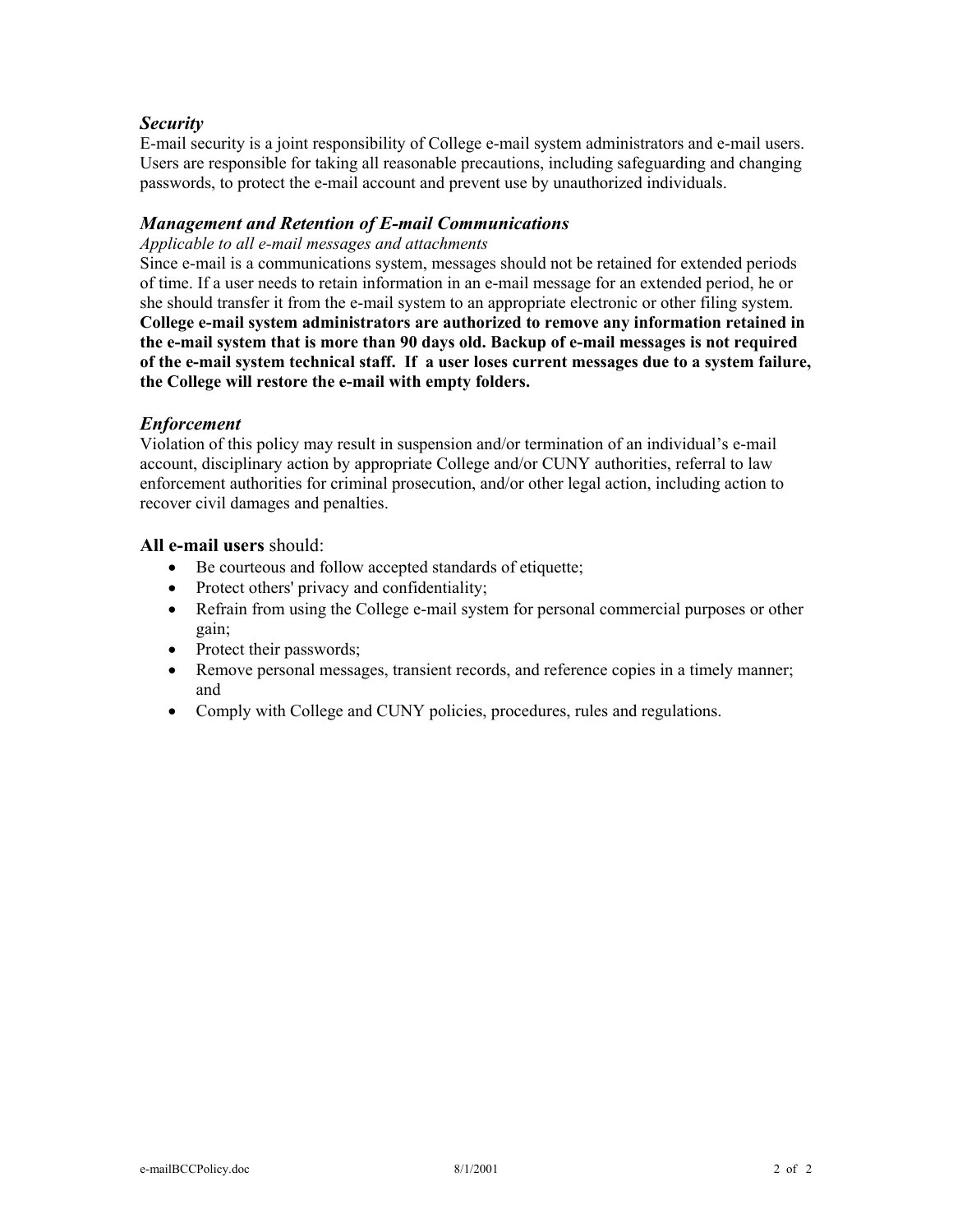### *Security*

E-mail security is a joint responsibility of College e-mail system administrators and e-mail users. Users are responsible for taking all reasonable precautions, including safeguarding and changing passwords, to protect the e-mail account and prevent use by unauthorized individuals.

### *Management and Retention of E-mail Communications*

*Applicable to all e-mail messages and attachments*

Since e-mail is a communications system, messages should not be retained for extended periods of time. If a user needs to retain information in an e-mail message for an extended period, he or she should transfer it from the e-mail system to an appropriate electronic or other filing system. **College e-mail system administrators are authorized to remove any information retained in the e-mail system that is more than 90 days old. Backup of e-mail messages is not required of the e-mail system technical staff. If a user loses current messages due to a system failure, the College will restore the e-mail with empty folders.**

### *Enforcement*

Violation of this policy may result in suspension and/or termination of an individual's e-mail account, disciplinary action by appropriate College and/or CUNY authorities, referral to law enforcement authorities for criminal prosecution, and/or other legal action, including action to recover civil damages and penalties.

**All e-mail users** should:

- Be courteous and follow accepted standards of etiquette;
- Protect others' privacy and confidentiality;
- Refrain from using the College e-mail system for personal commercial purposes or other gain;
- Protect their passwords;
- Remove personal messages, transient records, and reference copies in a timely manner; and
- Comply with College and CUNY policies, procedures, rules and regulations.